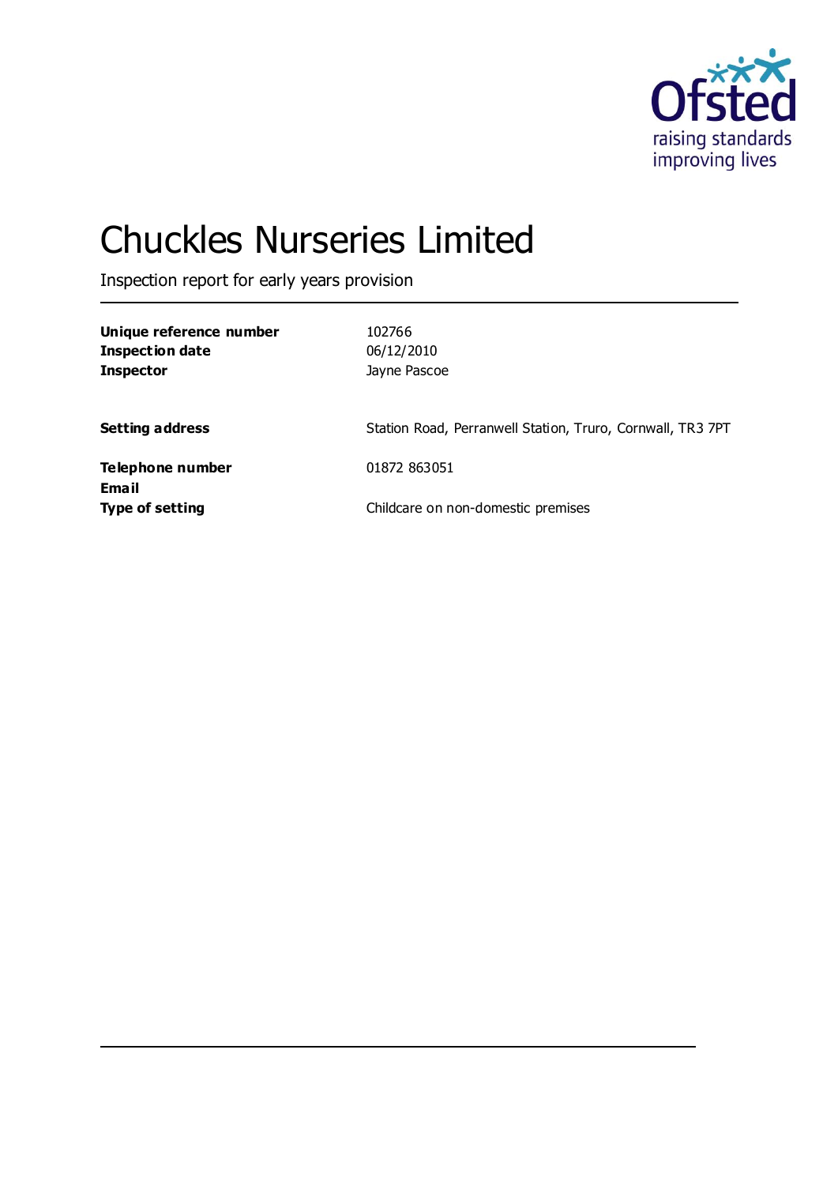# Chuckles Nurseries Limited

Inspection report for early years provision

| | |
|---|---|
| **Unique reference number** | 102766 |
| **Inspection date** | 06/12/2010 |
| **Inspector** | Jayne Pascoe |
| | |
| **Setting address** | Station Road, Perranwell Station, Truro, Cornwall, TR3 7PT |
| | |
| **Telephone number** | 01872 863051 |
| **Email** | |
| **Type of setting** | Childcare on non-domestic premises |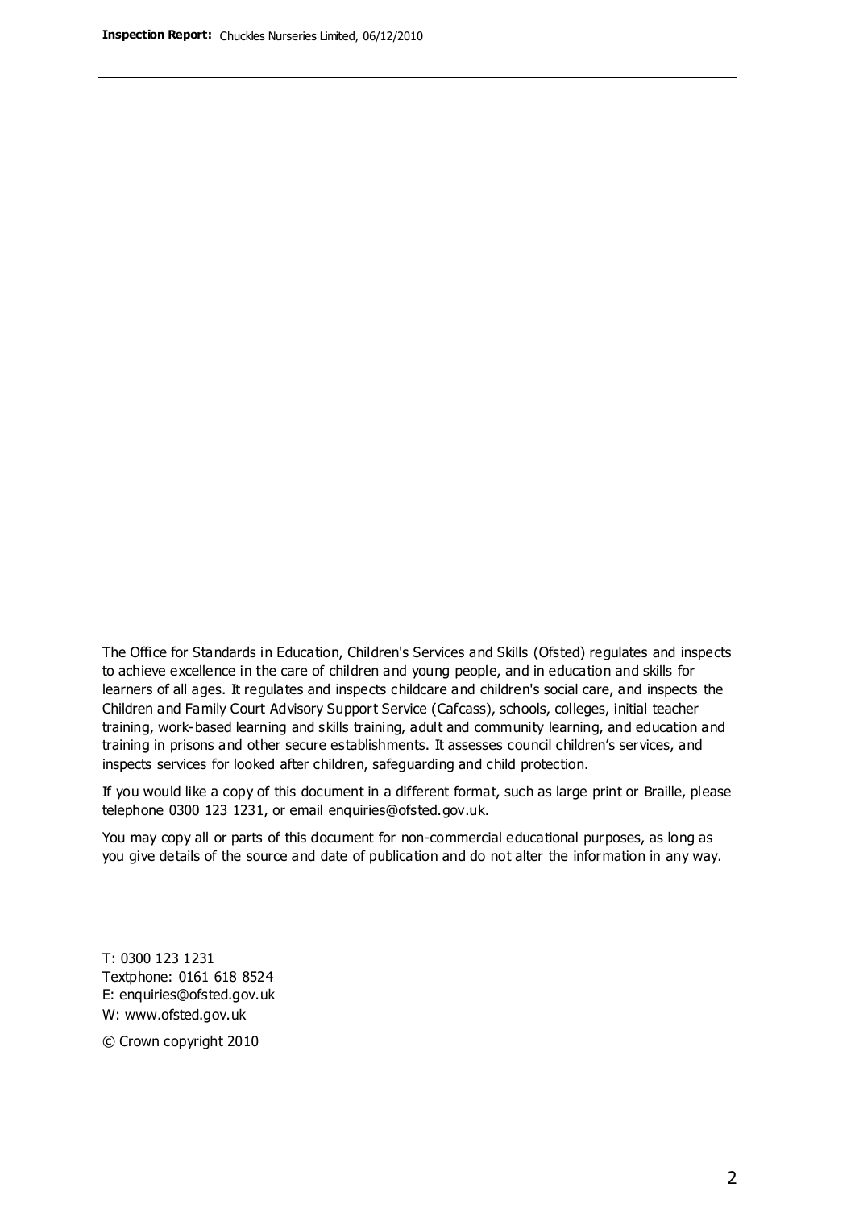The Office for Standards in Education, Children's Services and Skills (Ofsted) regulates and inspects to achieve excellence in the care of children and young people, and in education and skills for learners of all ages. It regulates and inspects childcare and children's social care, and inspects the Children and Family Court Advisory Support Service (Cafcass), schools, colleges, initial teacher training, work-based learning and skills training, adult and community learning, and education and training in prisons and other secure establishments. It assesses council children's services, and inspects services for looked after children, safeguarding and child protection.

If you would like a copy of this document in a different format, such as large print or Braille, please telephone 0300 123 1231, or email enquiries@ofsted.gov.uk.

You may copy all or parts of this document for non-commercial educational purposes, as long as you give details of the source and date of publication and do not alter the information in any way.

T: 0300 123 1231
Textphone: 0161 618 8524
E: enquiries@ofsted.gov.uk
W: www.ofsted.gov.uk

© Crown copyright 2010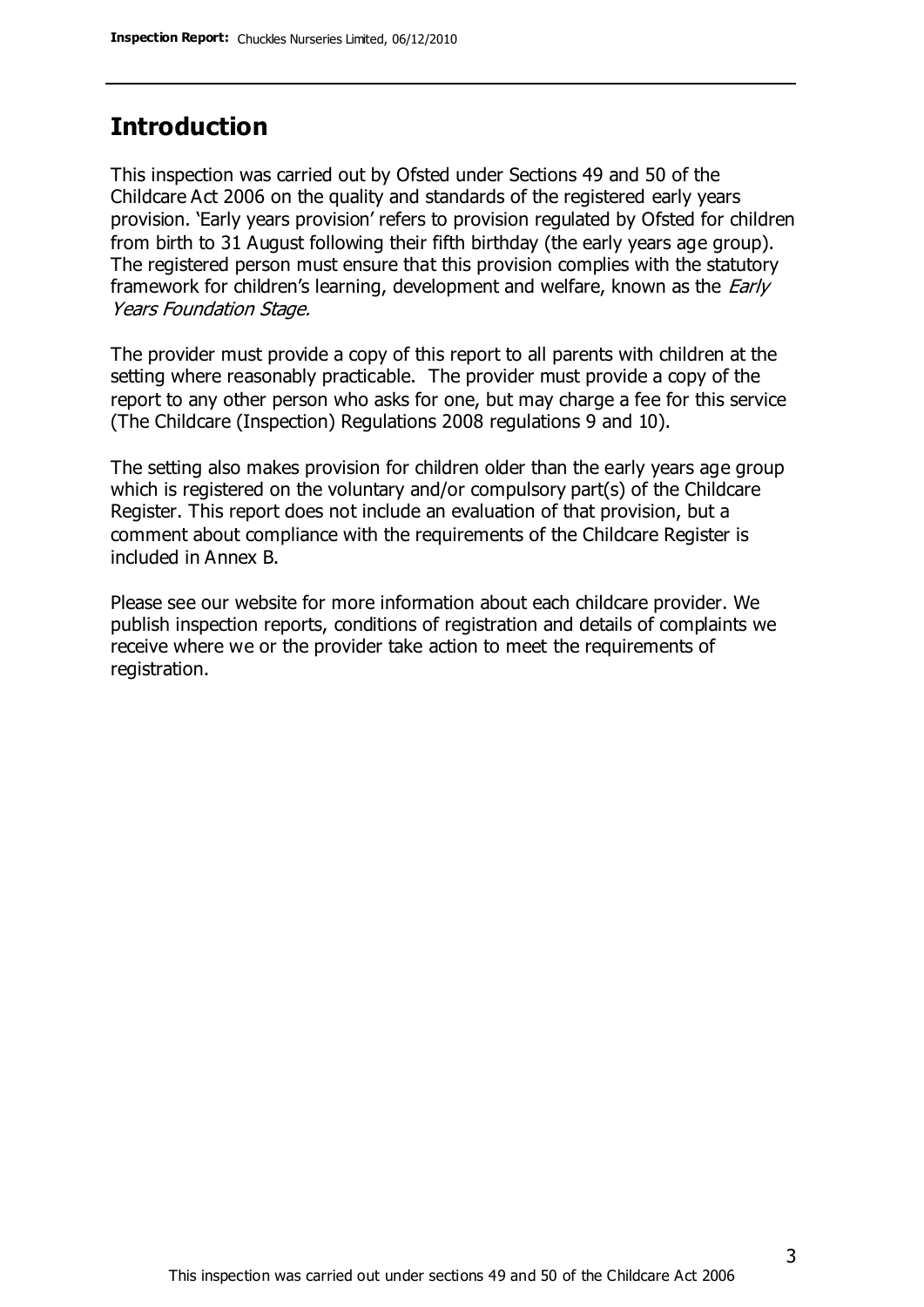## Introduction

This inspection was carried out by Ofsted under Sections 49 and 50 of the Childcare Act 2006 on the quality and standards of the registered early years provision. 'Early years provision' refers to provision regulated by Ofsted for children from birth to 31 August following their fifth birthday (the early years age group). The registered person must ensure that this provision complies with the statutory framework for children's learning, development and welfare, known as the *Early Years Foundation Stage.*

The provider must provide a copy of this report to all parents with children at the setting where reasonably practicable. The provider must provide a copy of the report to any other person who asks for one, but may charge a fee for this service (The Childcare (Inspection) Regulations 2008 regulations 9 and 10).

The setting also makes provision for children older than the early years age group which is registered on the voluntary and/or compulsory part(s) of the Childcare Register. This report does not include an evaluation of that provision, but a comment about compliance with the requirements of the Childcare Register is included in Annex B.

Please see our website for more information about each childcare provider. We publish inspection reports, conditions of registration and details of complaints we receive where we or the provider take action to meet the requirements of registration.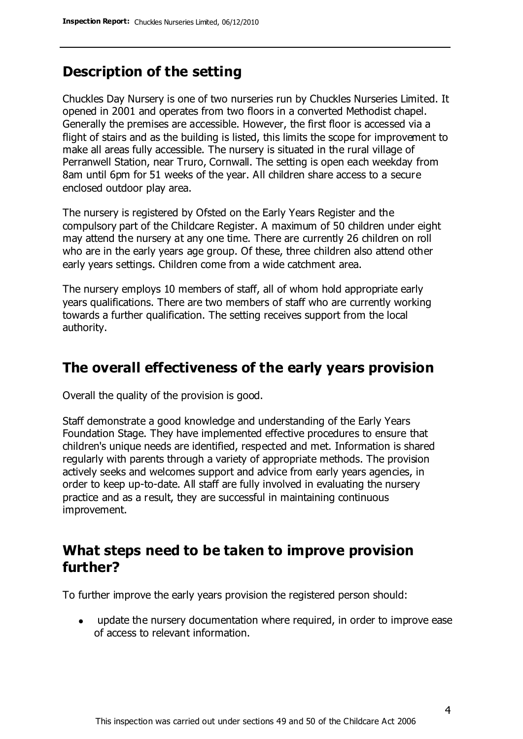## Description of the setting

Chuckles Day Nursery is one of two nurseries run by Chuckles Nurseries Limited. It opened in 2001 and operates from two floors in a converted Methodist chapel. Generally the premises are accessible. However, the first floor is accessed via a flight of stairs and as the building is listed, this limits the scope for improvement to make all areas fully accessible. The nursery is situated in the rural village of Perranwell Station, near Truro, Cornwall. The setting is open each weekday from 8am until 6pm for 51 weeks of the year. All children share access to a secure enclosed outdoor play area.

The nursery is registered by Ofsted on the Early Years Register and the compulsory part of the Childcare Register. A maximum of 50 children under eight may attend the nursery at any one time. There are currently 26 children on roll who are in the early years age group. Of these, three children also attend other early years settings. Children come from a wide catchment area.

The nursery employs 10 members of staff, all of whom hold appropriate early years qualifications. There are two members of staff who are currently working towards a further qualification. The setting receives support from the local authority.

## The overall effectiveness of the early years provision

Overall the quality of the provision is good.

Staff demonstrate a good knowledge and understanding of the Early Years Foundation Stage. They have implemented effective procedures to ensure that children's unique needs are identified, respected and met. Information is shared regularly with parents through a variety of appropriate methods. The provision actively seeks and welcomes support and advice from early years agencies, in order to keep up-to-date. All staff are fully involved in evaluating the nursery practice and as a result, they are successful in maintaining continuous improvement.

## What steps need to be taken to improve provision further?

To further improve the early years provision the registered person should:

- update the nursery documentation where required, in order to improve ease of access to relevant information.

This inspection was carried out under sections 49 and 50 of the Childcare Act 2006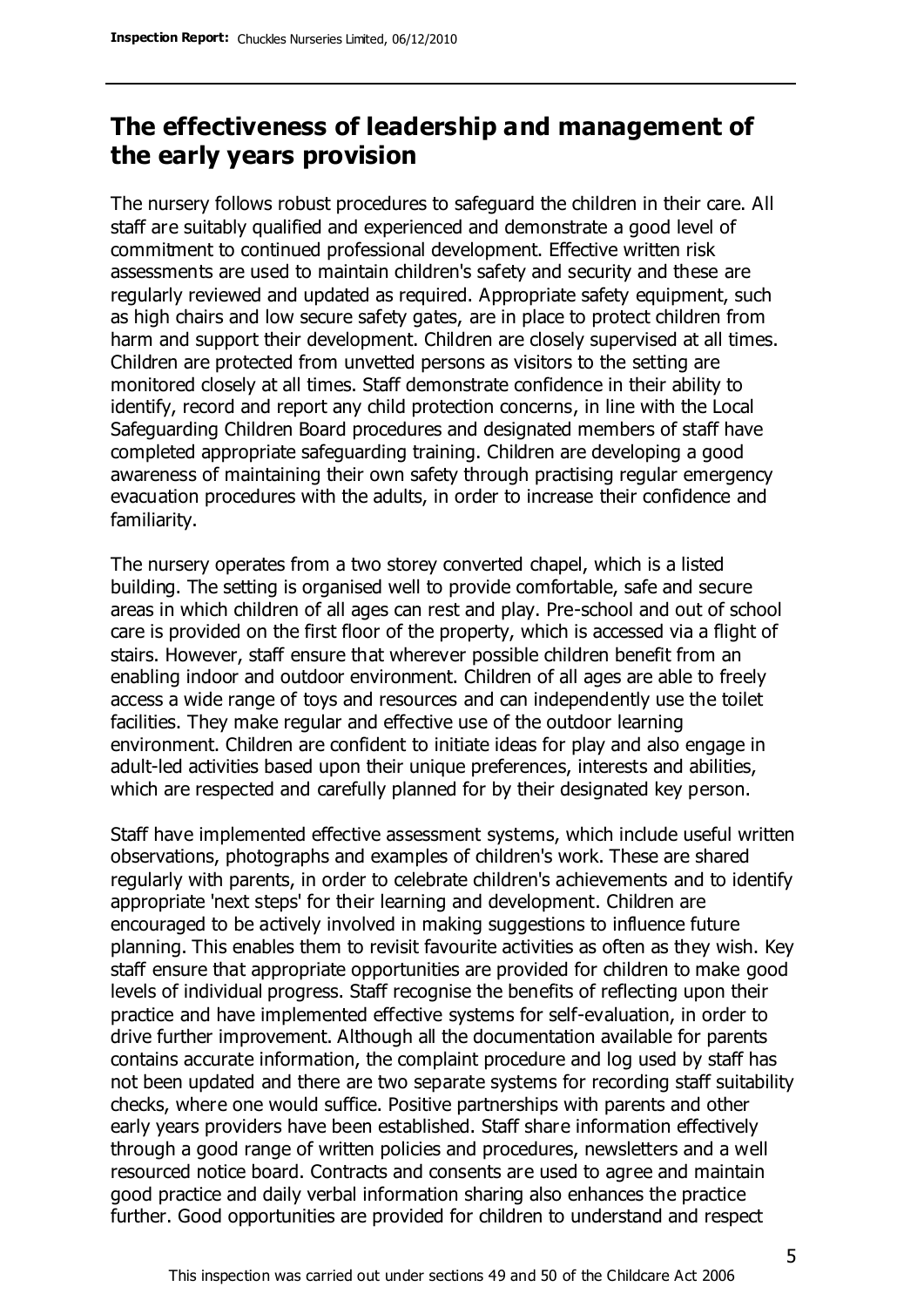## The effectiveness of leadership and management of the early years provision

The nursery follows robust procedures to safeguard the children in their care. All staff are suitably qualified and experienced and demonstrate a good level of commitment to continued professional development. Effective written risk assessments are used to maintain children's safety and security and these are regularly reviewed and updated as required. Appropriate safety equipment, such as high chairs and low secure safety gates, are in place to protect children from harm and support their development. Children are closely supervised at all times. Children are protected from unvetted persons as visitors to the setting are monitored closely at all times. Staff demonstrate confidence in their ability to identify, record and report any child protection concerns, in line with the Local Safeguarding Children Board procedures and designated members of staff have completed appropriate safeguarding training. Children are developing a good awareness of maintaining their own safety through practising regular emergency evacuation procedures with the adults, in order to increase their confidence and familiarity.

The nursery operates from a two storey converted chapel, which is a listed building. The setting is organised well to provide comfortable, safe and secure areas in which children of all ages can rest and play. Pre-school and out of school care is provided on the first floor of the property, which is accessed via a flight of stairs. However, staff ensure that wherever possible children benefit from an enabling indoor and outdoor environment. Children of all ages are able to freely access a wide range of toys and resources and can independently use the toilet facilities. They make regular and effective use of the outdoor learning environment. Children are confident to initiate ideas for play and also engage in adult-led activities based upon their unique preferences, interests and abilities, which are respected and carefully planned for by their designated key person.

Staff have implemented effective assessment systems, which include useful written observations, photographs and examples of children's work. These are shared regularly with parents, in order to celebrate children's achievements and to identify appropriate 'next steps' for their learning and development. Children are encouraged to be actively involved in making suggestions to influence future planning. This enables them to revisit favourite activities as often as they wish. Key staff ensure that appropriate opportunities are provided for children to make good levels of individual progress. Staff recognise the benefits of reflecting upon their practice and have implemented effective systems for self-evaluation, in order to drive further improvement. Although all the documentation available for parents contains accurate information, the complaint procedure and log used by staff has not been updated and there are two separate systems for recording staff suitability checks, where one would suffice. Positive partnerships with parents and other early years providers have been established. Staff share information effectively through a good range of written policies and procedures, newsletters and a well resourced notice board. Contracts and consents are used to agree and maintain good practice and daily verbal information sharing also enhances the practice further. Good opportunities are provided for children to understand and respect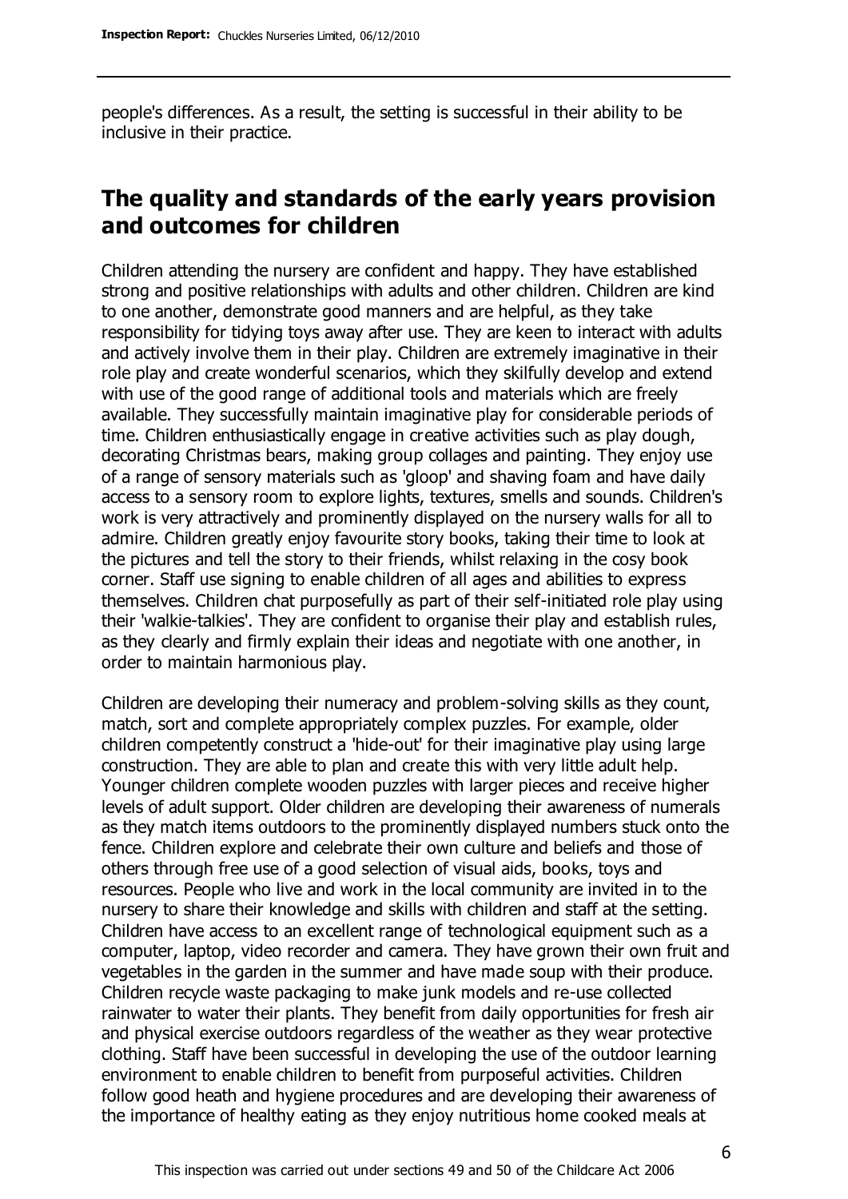people's differences. As a result, the setting is successful in their ability to be inclusive in their practice.

## The quality and standards of the early years provision and outcomes for children

Children attending the nursery are confident and happy. They have established strong and positive relationships with adults and other children. Children are kind to one another, demonstrate good manners and are helpful, as they take responsibility for tidying toys away after use. They are keen to interact with adults and actively involve them in their play. Children are extremely imaginative in their role play and create wonderful scenarios, which they skilfully develop and extend with use of the good range of additional tools and materials which are freely available. They successfully maintain imaginative play for considerable periods of time. Children enthusiastically engage in creative activities such as play dough, decorating Christmas bears, making group collages and painting. They enjoy use of a range of sensory materials such as 'gloop' and shaving foam and have daily access to a sensory room to explore lights, textures, smells and sounds. Children's work is very attractively and prominently displayed on the nursery walls for all to admire. Children greatly enjoy favourite story books, taking their time to look at the pictures and tell the story to their friends, whilst relaxing in the cosy book corner. Staff use signing to enable children of all ages and abilities to express themselves. Children chat purposefully as part of their self-initiated role play using their 'walkie-talkies'. They are confident to organise their play and establish rules, as they clearly and firmly explain their ideas and negotiate with one another, in order to maintain harmonious play.

Children are developing their numeracy and problem-solving skills as they count, match, sort and complete appropriately complex puzzles. For example, older children competently construct a 'hide-out' for their imaginative play using large construction. They are able to plan and create this with very little adult help. Younger children complete wooden puzzles with larger pieces and receive higher levels of adult support. Older children are developing their awareness of numerals as they match items outdoors to the prominently displayed numbers stuck onto the fence. Children explore and celebrate their own culture and beliefs and those of others through free use of a good selection of visual aids, books, toys and resources. People who live and work in the local community are invited in to the nursery to share their knowledge and skills with children and staff at the setting. Children have access to an excellent range of technological equipment such as a computer, laptop, video recorder and camera. They have grown their own fruit and vegetables in the garden in the summer and have made soup with their produce. Children recycle waste packaging to make junk models and re-use collected rainwater to water their plants. They benefit from daily opportunities for fresh air and physical exercise outdoors regardless of the weather as they wear protective clothing. Staff have been successful in developing the use of the outdoor learning environment to enable children to benefit from purposeful activities. Children follow good heath and hygiene procedures and are developing their awareness of the importance of healthy eating as they enjoy nutritious home cooked meals at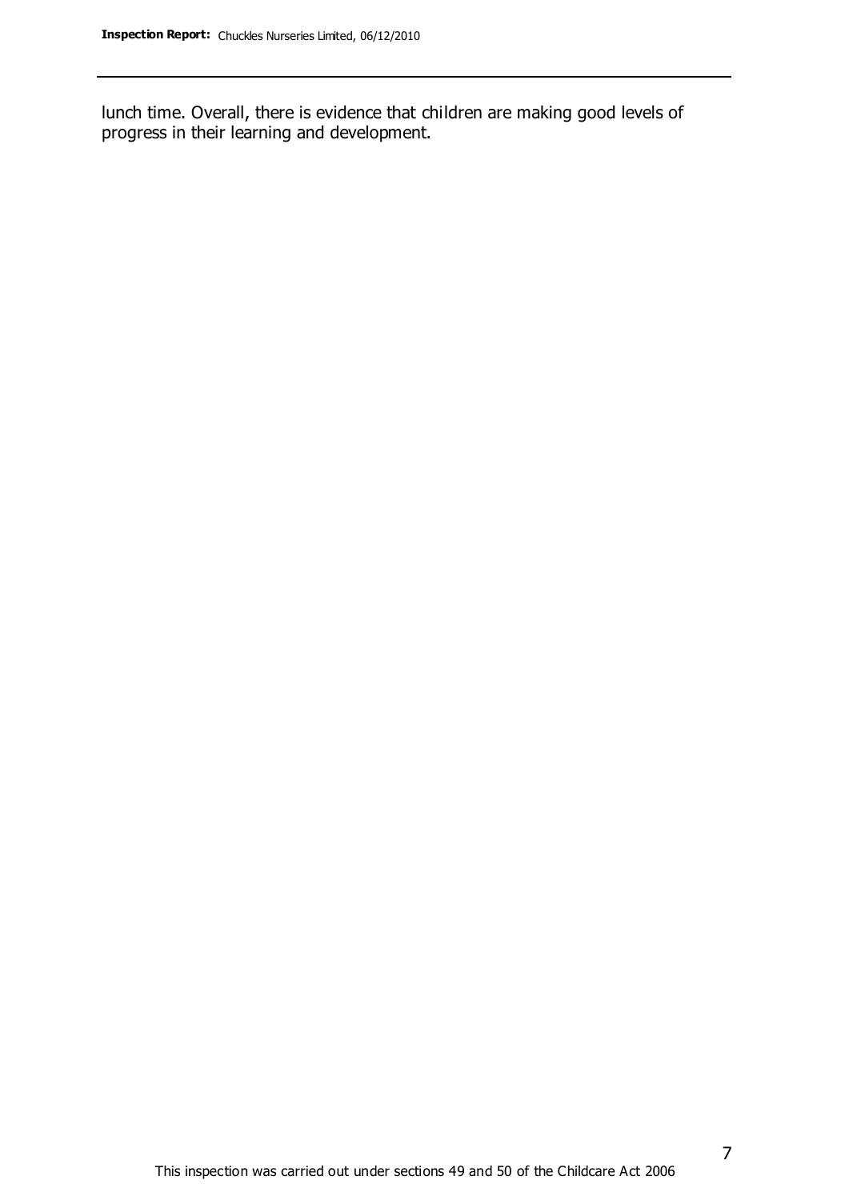lunch time. Overall, there is evidence that children are making good levels of progress in their learning and development.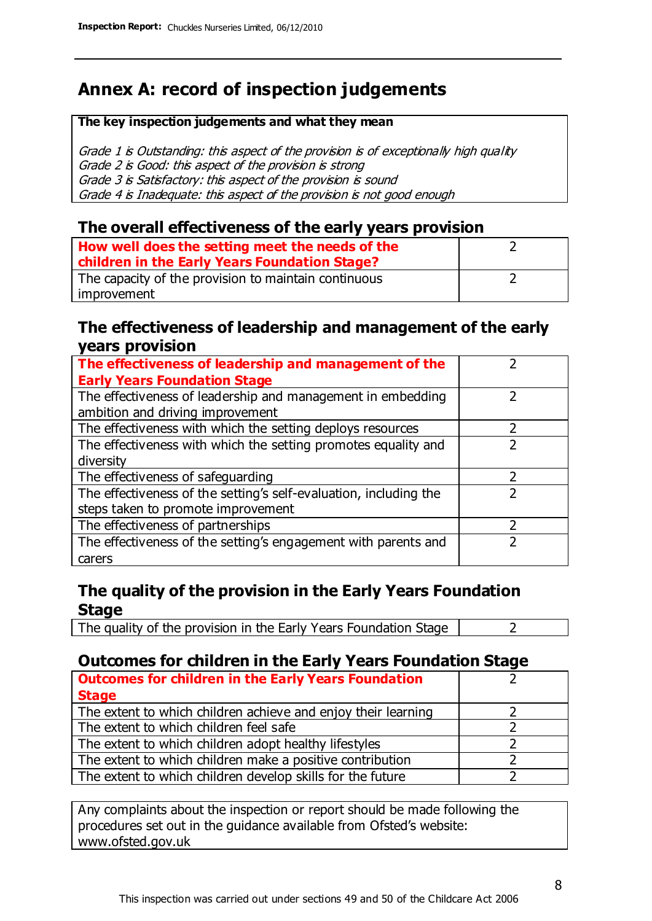# Annex A: record of inspection judgements

**The key inspection judgements and what they mean**

*Grade 1 is Outstanding: this aspect of the provision is of exceptionally high quality*
*Grade 2 is Good: this aspect of the provision is strong*
*Grade 3 is Satisfactory: this aspect of the provision is sound*
*Grade 4 is Inadequate: this aspect of the provision is not good enough*

## The overall effectiveness of the early years provision

| | |
|---|---|
| **How well does the setting meet the needs of the children in the Early Years Foundation Stage?** | 2 |
| The capacity of the provision to maintain continuous improvement | 2 |

## The effectiveness of leadership and management of the early years provision

| | |
|---|---|
| **The effectiveness of leadership and management of the Early Years Foundation Stage** | 2 |
| The effectiveness of leadership and management in embedding ambition and driving improvement | 2 |
| The effectiveness with which the setting deploys resources | 2 |
| The effectiveness with which the setting promotes equality and diversity | 2 |
| The effectiveness of safeguarding | 2 |
| The effectiveness of the setting's self-evaluation, including the steps taken to promote improvement | 2 |
| The effectiveness of partnerships | 2 |
| The effectiveness of the setting's engagement with parents and carers | 2 |

## The quality of the provision in the Early Years Foundation Stage

| | |
|---|---|
| The quality of the provision in the Early Years Foundation Stage | 2 |

## Outcomes for children in the Early Years Foundation Stage

| | |
|---|---|
| **Outcomes for children in the Early Years Foundation Stage** | 2 |
| The extent to which children achieve and enjoy their learning | 2 |
| The extent to which children feel safe | 2 |
| The extent to which children adopt healthy lifestyles | 2 |
| The extent to which children make a positive contribution | 2 |
| The extent to which children develop skills for the future | 2 |

Any complaints about the inspection or report should be made following the procedures set out in the guidance available from Ofsted's website: www.ofsted.gov.uk

This inspection was carried out under sections 49 and 50 of the Childcare Act 2006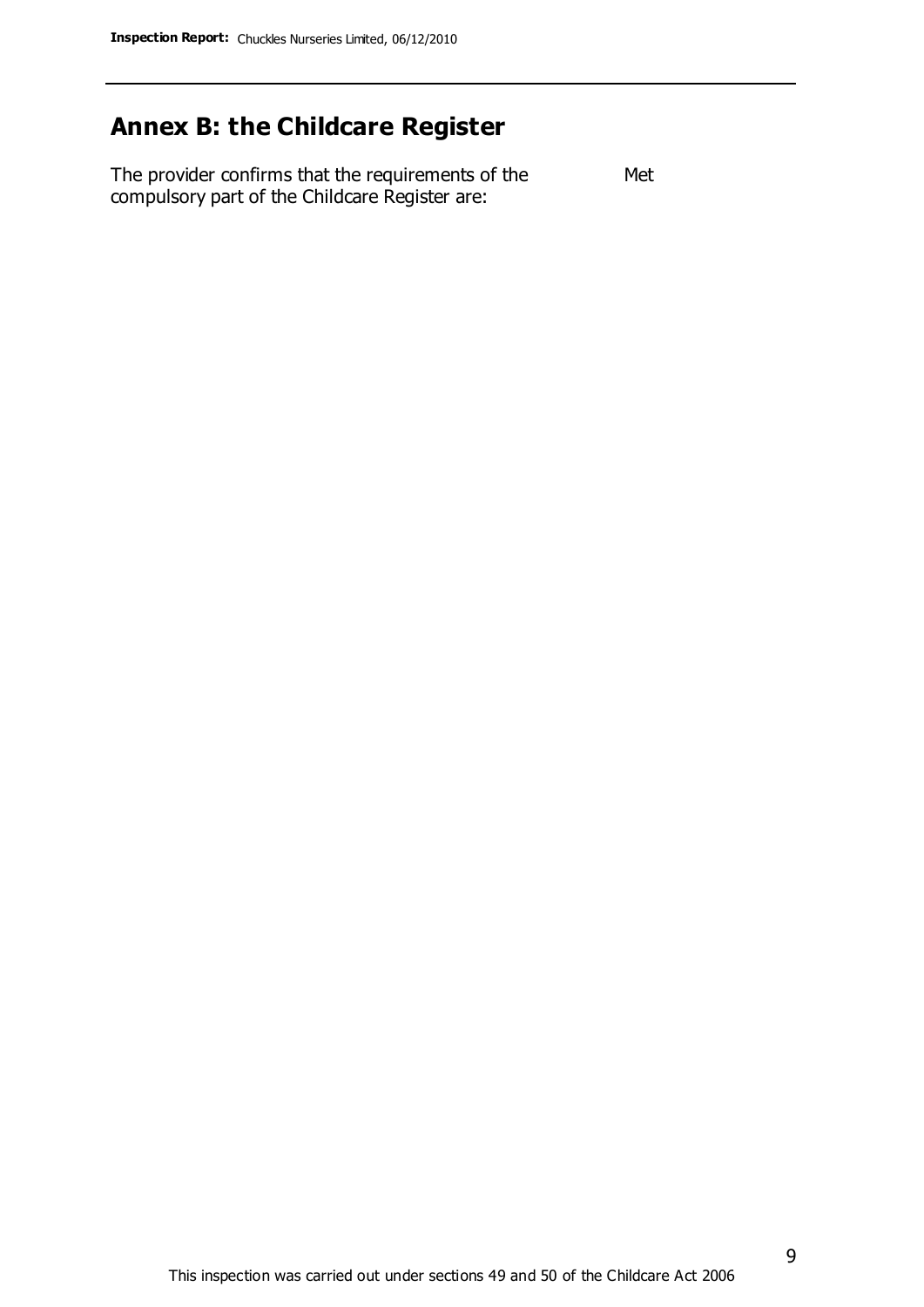## Annex B: the Childcare Register

| | |
|---|---|
| The provider confirms that the requirements of the compulsory part of the Childcare Register are: | Met |

This inspection was carried out under sections 49 and 50 of the Childcare Act 2006